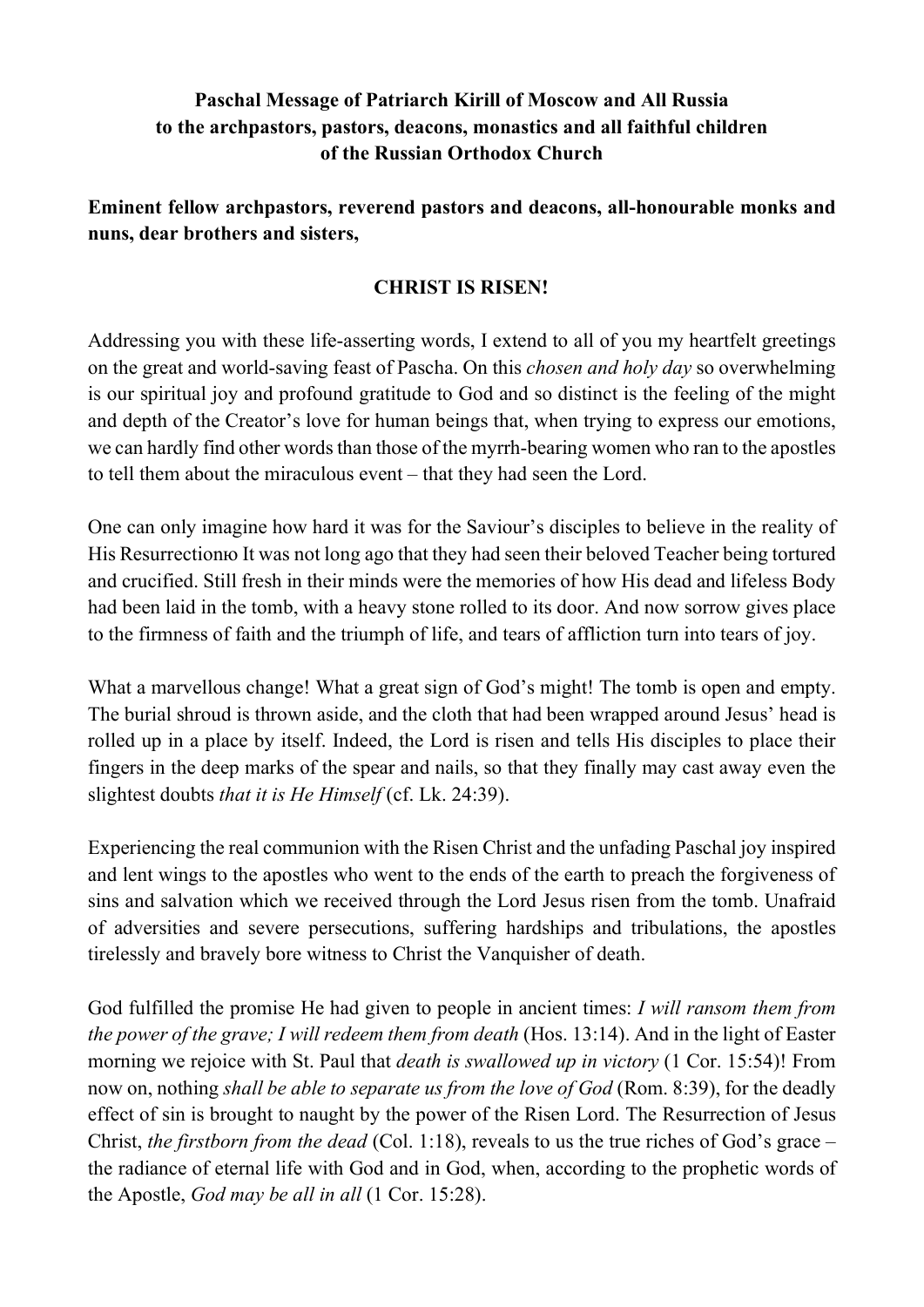**Paschal Message of Patriarch Kirill of Moscow and All Russia to the archpastors, pastors, deacons, monastics and all faithful children of the Russian Orthodox Church**

**Eminent fellow archpastors, reverend pastors and deacons, all-honourable monks and nuns, dear brothers and sisters,**

**CHRIST IS RISEN!**

Addressing you with these life-asserting words, I extend to all of you my heartfelt greetings on the great and world-saving feast of Pascha. On this *chosen and holy day* so overwhelming is our spiritual joy and profound gratitude to God and so distinct is the feeling of the might and depth of the Creator's love for human beings that, when trying to express our emotions, we can hardly find other words than those of the myrrh-bearing women who ran to the apostles to tell them about the miraculous event – that they had seen the Lord.

One can only imagine how hard it was for the Saviour's disciples to believe in the reality of His Resurrectionю It was not long ago that they had seen their beloved Teacher being tortured and crucified. Still fresh in their minds were the memories of how His dead and lifeless Body had been laid in the tomb, with a heavy stone rolled to its door. And now sorrow gives place to the firmness of faith and the triumph of life, and tears of affliction turn into tears of joy.

What a marvellous change! What a great sign of God's might! The tomb is open and empty. The burial shroud is thrown aside, and the cloth that had been wrapped around Jesus' head is rolled up in a place by itself. Indeed, the Lord is risen and tells His disciples to place their fingers in the deep marks of the spear and nails, so that they finally may cast away even the slightest doubts *that it is He Himself* (cf. Lk. 24:39).

Experiencing the real communion with the Risen Christ and the unfading Paschal joy inspired and lent wings to the apostles who went to the ends of the earth to preach the forgiveness of sins and salvation which we received through the Lord Jesus risen from the tomb. Unafraid of adversities and severe persecutions, suffering hardships and tribulations, the apostles tirelessly and bravely bore witness to Christ the Vanquisher of death.

God fulfilled the promise He had given to people in ancient times: *I will ransom them from the power of the grave; I will redeem them from death* (Hos. 13:14). And in the light of Easter morning we rejoice with St. Paul that *death is swallowed up in victory* (1 Cor. 15:54)! From now on, nothing *shall be able to separate us from the love of God* (Rom. 8:39), for the deadly effect of sin is brought to naught by the power of the Risen Lord. The Resurrection of Jesus Christ, *the firstborn from the dead* (Col. 1:18), reveals to us the true riches of God's grace – the radiance of eternal life with God and in God, when, according to the prophetic words of the Apostle, *God may be all in all* (1 Cor. 15:28).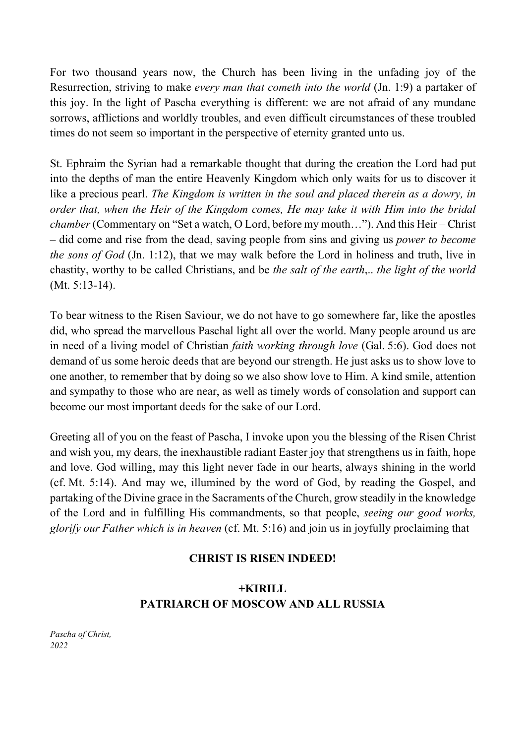For two thousand years now, the Church has been living in the unfading joy of the Resurrection, striving to make *every man that cometh into the world* (Jn. 1:9) a partaker of this joy. In the light of Pascha everything is different: we are not afraid of any mundane sorrows, afflictions and worldly troubles, and even difficult circumstances of these troubled times do not seem so important in the perspective of eternity granted unto us.

St. Ephraim the Syrian had a remarkable thought that during the creation the Lord had put into the depths of man the entire Heavenly Kingdom which only waits for us to discover it like a precious pearl. *The Kingdom is written in the soul and placed therein as a dowry, in order that, when the Heir of the Kingdom comes, He may take it with Him into the bridal chamber* (Commentary on "Set a watch, O Lord, before my mouth…"). And this Heir – Christ – did come and rise from the dead, saving people from sins and giving us *power to become the sons of God* (Jn. 1:12), that we may walk before the Lord in holiness and truth, live in chastity, worthy to be called Christians, and be *the salt of the earth*,.. *the light of the world* (Mt. 5:13-14).

To bear witness to the Risen Saviour, we do not have to go somewhere far, like the apostles did, who spread the marvellous Paschal light all over the world. Many people around us are in need of a living model of Christian *faith working through love* (Gal. 5:6). God does not demand of us some heroic deeds that are beyond our strength. He just asks us to show love to one another, to remember that by doing so we also show love to Him. A kind smile, attention and sympathy to those who are near, as well as timely words of consolation and support can become our most important deeds for the sake of our Lord.

Greeting all of you on the feast of Pascha, I invoke upon you the blessing of the Risen Christ and wish you, my dears, the inexhaustible radiant Easter joy that strengthens us in faith, hope and love. God willing, may this light never fade in our hearts, always shining in the world (cf. Mt. 5:14). And may we, illumined by the word of God, by reading the Gospel, and partaking of the Divine grace in the Sacraments of the Church, grow steadily in the knowledge of the Lord and in fulfilling His commandments, so that people, *seeing our good works, glorify our Father which is in heaven* (cf. Mt. 5:16) and join us in joyfully proclaiming that

**CHRIST IS RISEN INDEED!**

**+KIRILL**
**PATRIARCH OF MOSCOW AND ALL RUSSIA**

*Pascha of Christ,*
*2022*